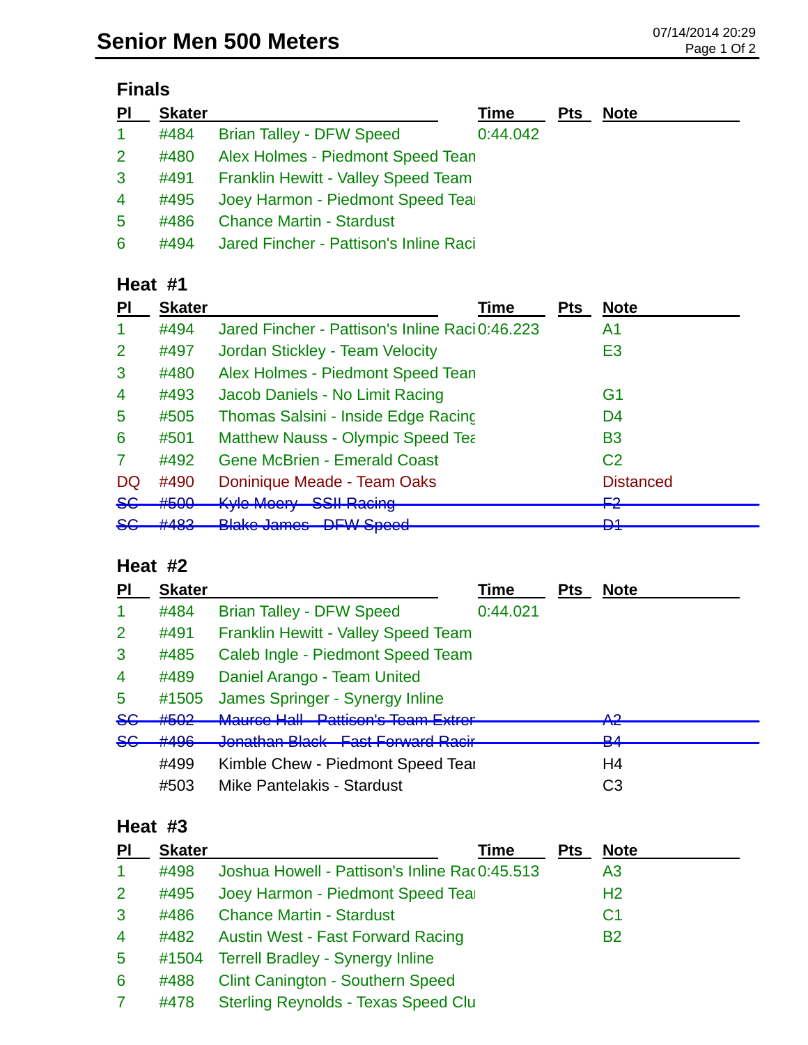# Senior Men 500 Meters

07/14/2014 20:29

## Finals

| Pl | Skater | | Time | Pts | Note |
|---|---|---|---|---|---|
| 1 | #484 | Brian Talley - DFW Speed | 0:44.042 | | |
| 2 | #480 | Alex Holmes - Piedmont Speed Tean | | | |
| 3 | #491 | Franklin Hewitt - Valley Speed Team | | | |
| 4 | #495 | Joey Harmon - Piedmont Speed Tea | | | |
| 5 | #486 | Chance Martin - Stardust | | | |
| 6 | #494 | Jared Fincher - Pattison's Inline Raci | | | |

## Heat #1

| Pl | Skater | | Time | Pts | Note |
|---|---|---|---|---|---|
| 1 | #494 | Jared Fincher - Pattison's Inline Raci | 0:46.223 | | A1 |
| 2 | #497 | Jordan Stickley - Team Velocity | | | E3 |
| 3 | #480 | Alex Holmes - Piedmont Speed Tean | | | |
| 4 | #493 | Jacob Daniels - No Limit Racing | | | G1 |
| 5 | #505 | Thomas Salsini - Inside Edge Racinç | | | D4 |
| 6 | #501 | Matthew Nauss - Olympic Speed Tea | | | B3 |
| 7 | #492 | Gene McBrien - Emerald Coast | | | C2 |
| DQ | #490 | Doninique Meade - Team Oaks | | | Distanced |
| ~~SC~~ | ~~#500~~ | ~~Kyle Moery - SSII Racing~~ | | | ~~F2~~ |
| ~~SC~~ | ~~#483~~ | ~~Blake James - DFW Speed~~ | | | ~~D1~~ |

## Heat #2

| Pl | Skater | | Time | Pts | Note |
|---|---|---|---|---|---|
| 1 | #484 | Brian Talley - DFW Speed | 0:44.021 | | |
| 2 | #491 | Franklin Hewitt - Valley Speed Team | | | |
| 3 | #485 | Caleb Ingle - Piedmont Speed Team | | | |
| 4 | #489 | Daniel Arango - Team United | | | |
| 5 | #1505 | James Springer - Synergy Inline | | | |
| ~~SC~~ | ~~#502~~ | ~~Maurce Hall - Pattison's Team Extren~~ | | | ~~A2~~ |
| ~~SC~~ | ~~#496~~ | ~~Jonathan Black - Fast Forward Racir~~ | | | ~~B4~~ |
| | #499 | Kimble Chew - Piedmont Speed Tea | | | H4 |
| | #503 | Mike Pantelakis - Stardust | | | C3 |

## Heat #3

| Pl | Skater | | Time | Pts | Note |
|---|---|---|---|---|---|
| 1 | #498 | Joshua Howell - Pattison's Inline Rac | 0:45.513 | | A3 |
| 2 | #495 | Joey Harmon - Piedmont Speed Tea | | | H2 |
| 3 | #486 | Chance Martin - Stardust | | | C1 |
| 4 | #482 | Austin West - Fast Forward Racing | | | B2 |
| 5 | #1504 | Terrell Bradley - Synergy Inline | | | |
| 6 | #488 | Clint Canington - Southern Speed | | | |
| 7 | #478 | Sterling Reynolds - Texas Speed Clu | | | |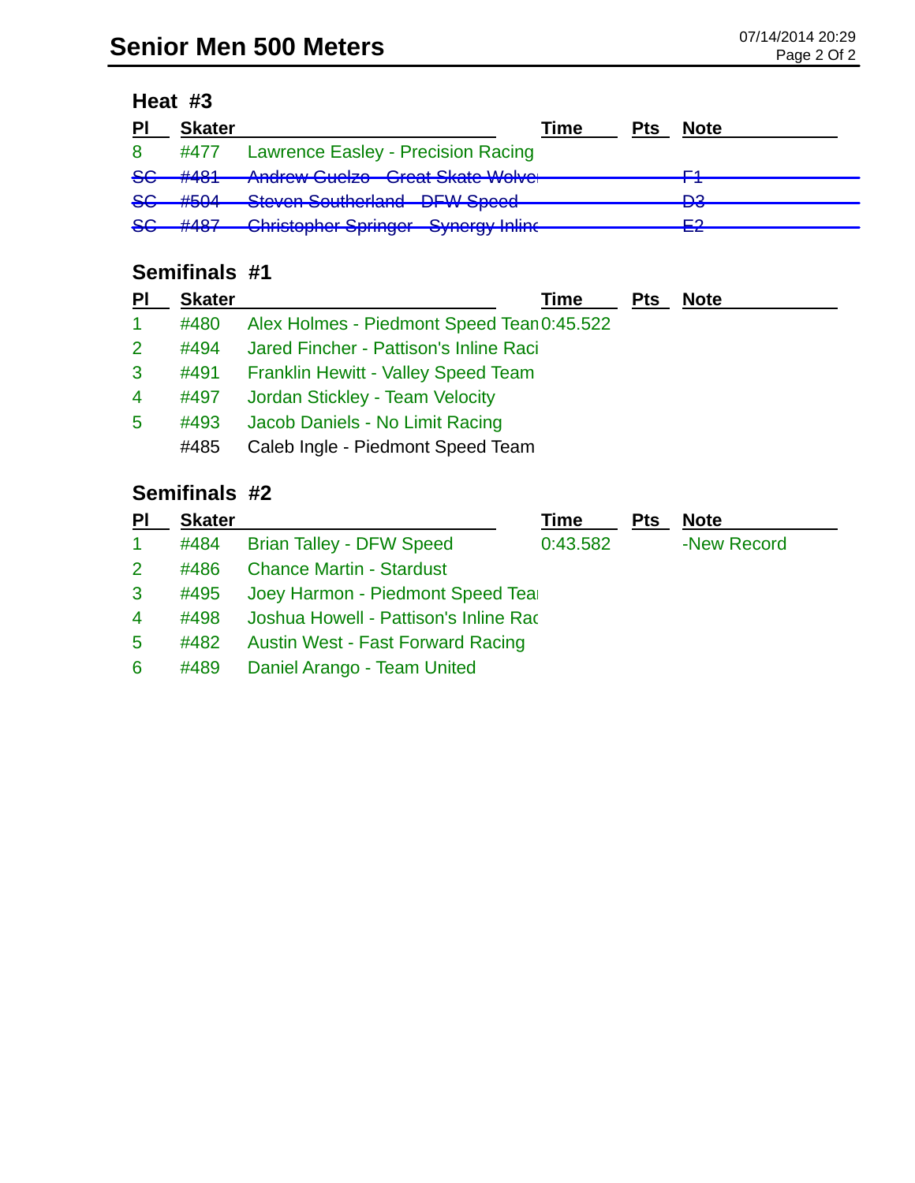# Senior Men 500 Meters

07/14/2014 20:29

## Heat #3

| Pl | Skater | | Time | Pts | Note |
|---|---|---|---|---|---|
| 8 | #477 | Lawrence Easley - Precision Racing | | | |
| ~~SC~~ | ~~#481~~ | ~~Andrew Guelzo - Great Skate Wolve~~ | | | ~~F1~~ |
| ~~SC~~ | ~~#504~~ | ~~Steven Southerland - DFW Speed~~ | | | ~~D3~~ |
| ~~SC~~ | ~~#487~~ | ~~Christopher Springer - Synergy Inline~~ | | | ~~E2~~ |

## Semifinals #1

| Pl | Skater | | Time | Pts | Note |
|---|---|---|---|---|---|
| 1 | #480 | Alex Holmes - Piedmont Speed Tean | 0:45.522 | | |
| 2 | #494 | Jared Fincher - Pattison's Inline Raci | | | |
| 3 | #491 | Franklin Hewitt - Valley Speed Team | | | |
| 4 | #497 | Jordan Stickley - Team Velocity | | | |
| 5 | #493 | Jacob Daniels - No Limit Racing | | | |
| | #485 | Caleb Ingle - Piedmont Speed Team | | | |

## Semifinals #2

| Pl | Skater | | Time | Pts | Note |
|---|---|---|---|---|---|
| 1 | #484 | Brian Talley - DFW Speed | 0:43.582 | | -New Record |
| 2 | #486 | Chance Martin - Stardust | | | |
| 3 | #495 | Joey Harmon - Piedmont Speed Tea | | | |
| 4 | #498 | Joshua Howell - Pattison's Inline Rac | | | |
| 5 | #482 | Austin West - Fast Forward Racing | | | |
| 6 | #489 | Daniel Arango - Team United | | | |